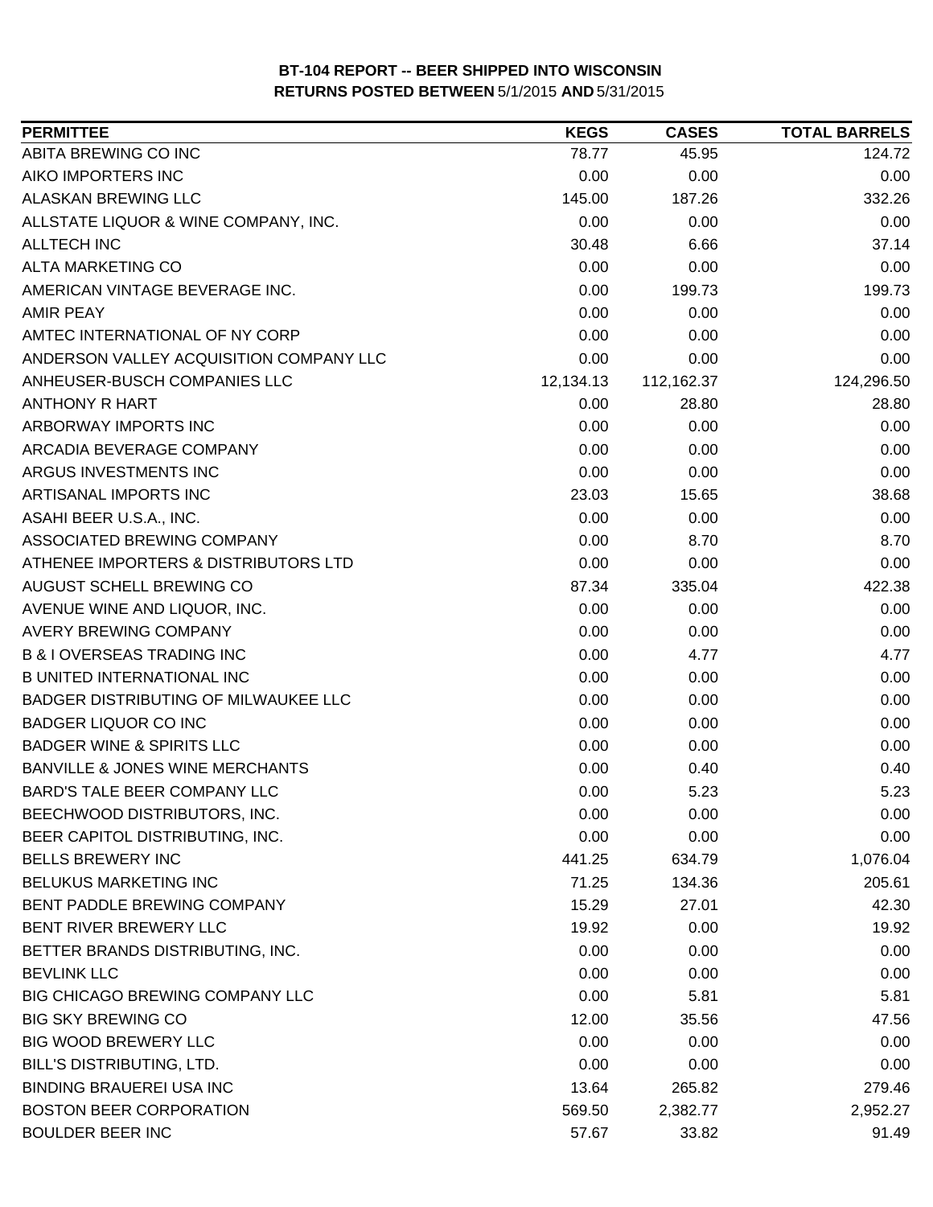**BT-104 REPORT -- BEER SHIPPED INTO WISCONSIN**
**RETURNS POSTED BETWEEN** 5/1/2015 **AND** 5/31/2015

| PERMITTEE | KEGS | CASES | TOTAL BARRELS |
|---|---|---|---|
| ABITA BREWING CO INC | 78.77 | 45.95 | 124.72 |
| AIKO IMPORTERS INC | 0.00 | 0.00 | 0.00 |
| ALASKAN BREWING LLC | 145.00 | 187.26 | 332.26 |
| ALLSTATE LIQUOR & WINE COMPANY, INC. | 0.00 | 0.00 | 0.00 |
| ALLTECH INC | 30.48 | 6.66 | 37.14 |
| ALTA MARKETING CO | 0.00 | 0.00 | 0.00 |
| AMERICAN VINTAGE BEVERAGE INC. | 0.00 | 199.73 | 199.73 |
| AMIR PEAY | 0.00 | 0.00 | 0.00 |
| AMTEC INTERNATIONAL OF NY CORP | 0.00 | 0.00 | 0.00 |
| ANDERSON VALLEY ACQUISITION COMPANY LLC | 0.00 | 0.00 | 0.00 |
| ANHEUSER-BUSCH COMPANIES LLC | 12,134.13 | 112,162.37 | 124,296.50 |
| ANTHONY R HART | 0.00 | 28.80 | 28.80 |
| ARBORWAY IMPORTS INC | 0.00 | 0.00 | 0.00 |
| ARCADIA BEVERAGE COMPANY | 0.00 | 0.00 | 0.00 |
| ARGUS INVESTMENTS INC | 0.00 | 0.00 | 0.00 |
| ARTISANAL IMPORTS INC | 23.03 | 15.65 | 38.68 |
| ASAHI BEER U.S.A., INC. | 0.00 | 0.00 | 0.00 |
| ASSOCIATED BREWING COMPANY | 0.00 | 8.70 | 8.70 |
| ATHENEE IMPORTERS & DISTRIBUTORS LTD | 0.00 | 0.00 | 0.00 |
| AUGUST SCHELL BREWING CO | 87.34 | 335.04 | 422.38 |
| AVENUE WINE AND LIQUOR, INC. | 0.00 | 0.00 | 0.00 |
| AVERY BREWING COMPANY | 0.00 | 0.00 | 0.00 |
| B & I OVERSEAS TRADING INC | 0.00 | 4.77 | 4.77 |
| B UNITED INTERNATIONAL INC | 0.00 | 0.00 | 0.00 |
| BADGER DISTRIBUTING OF MILWAUKEE LLC | 0.00 | 0.00 | 0.00 |
| BADGER LIQUOR CO INC | 0.00 | 0.00 | 0.00 |
| BADGER WINE & SPIRITS LLC | 0.00 | 0.00 | 0.00 |
| BANVILLE & JONES WINE MERCHANTS | 0.00 | 0.40 | 0.40 |
| BARD'S TALE BEER COMPANY LLC | 0.00 | 5.23 | 5.23 |
| BEECHWOOD DISTRIBUTORS, INC. | 0.00 | 0.00 | 0.00 |
| BEER CAPITOL DISTRIBUTING, INC. | 0.00 | 0.00 | 0.00 |
| BELLS BREWERY INC | 441.25 | 634.79 | 1,076.04 |
| BELUKUS MARKETING INC | 71.25 | 134.36 | 205.61 |
| BENT PADDLE BREWING COMPANY | 15.29 | 27.01 | 42.30 |
| BENT RIVER BREWERY LLC | 19.92 | 0.00 | 19.92 |
| BETTER BRANDS DISTRIBUTING, INC. | 0.00 | 0.00 | 0.00 |
| BEVLINK LLC | 0.00 | 0.00 | 0.00 |
| BIG CHICAGO BREWING COMPANY LLC | 0.00 | 5.81 | 5.81 |
| BIG SKY BREWING CO | 12.00 | 35.56 | 47.56 |
| BIG WOOD BREWERY LLC | 0.00 | 0.00 | 0.00 |
| BILL'S DISTRIBUTING, LTD. | 0.00 | 0.00 | 0.00 |
| BINDING BRAUEREI USA INC | 13.64 | 265.82 | 279.46 |
| BOSTON BEER CORPORATION | 569.50 | 2,382.77 | 2,952.27 |
| BOULDER BEER INC | 57.67 | 33.82 | 91.49 |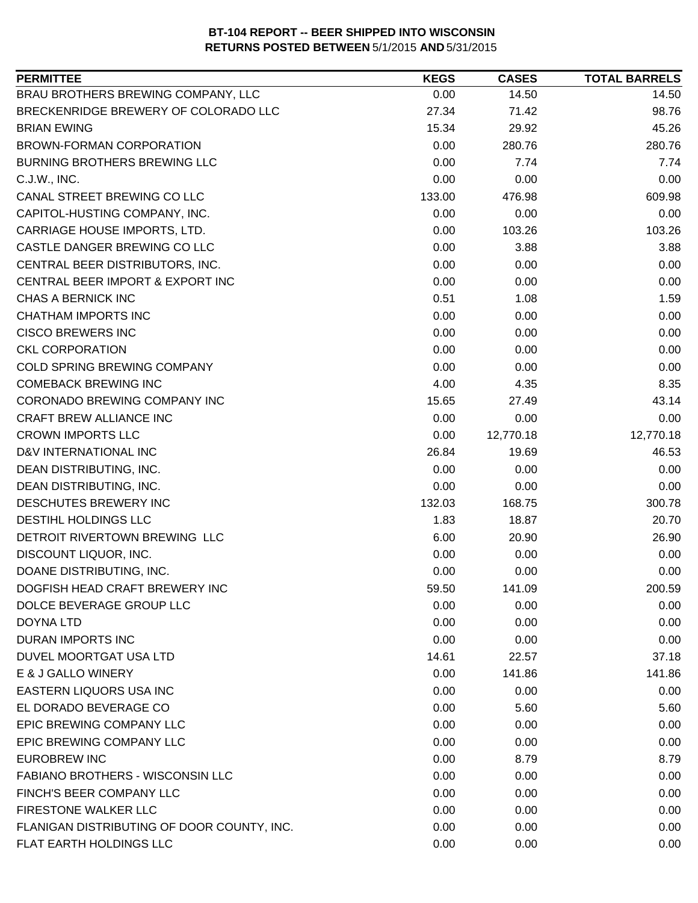**BT-104 REPORT -- BEER SHIPPED INTO WISCONSIN**
**RETURNS POSTED BETWEEN 5/1/2015 AND 5/31/2015**

| PERMITTEE | KEGS | CASES | TOTAL BARRELS |
|---|---|---|---|
| BRAU BROTHERS BREWING COMPANY, LLC | 0.00 | 14.50 | 14.50 |
| BRECKENRIDGE BREWERY OF COLORADO LLC | 27.34 | 71.42 | 98.76 |
| BRIAN EWING | 15.34 | 29.92 | 45.26 |
| BROWN-FORMAN CORPORATION | 0.00 | 280.76 | 280.76 |
| BURNING BROTHERS BREWING LLC | 0.00 | 7.74 | 7.74 |
| C.J.W., INC. | 0.00 | 0.00 | 0.00 |
| CANAL STREET BREWING CO LLC | 133.00 | 476.98 | 609.98 |
| CAPITOL-HUSTING COMPANY, INC. | 0.00 | 0.00 | 0.00 |
| CARRIAGE HOUSE IMPORTS, LTD. | 0.00 | 103.26 | 103.26 |
| CASTLE DANGER BREWING CO LLC | 0.00 | 3.88 | 3.88 |
| CENTRAL BEER DISTRIBUTORS, INC. | 0.00 | 0.00 | 0.00 |
| CENTRAL BEER IMPORT & EXPORT INC | 0.00 | 0.00 | 0.00 |
| CHAS A BERNICK INC | 0.51 | 1.08 | 1.59 |
| CHATHAM IMPORTS INC | 0.00 | 0.00 | 0.00 |
| CISCO BREWERS INC | 0.00 | 0.00 | 0.00 |
| CKL CORPORATION | 0.00 | 0.00 | 0.00 |
| COLD SPRING BREWING COMPANY | 0.00 | 0.00 | 0.00 |
| COMEBACK BREWING INC | 4.00 | 4.35 | 8.35 |
| CORONADO BREWING COMPANY INC | 15.65 | 27.49 | 43.14 |
| CRAFT BREW ALLIANCE INC | 0.00 | 0.00 | 0.00 |
| CROWN IMPORTS LLC | 0.00 | 12,770.18 | 12,770.18 |
| D&V INTERNATIONAL INC | 26.84 | 19.69 | 46.53 |
| DEAN DISTRIBUTING, INC. | 0.00 | 0.00 | 0.00 |
| DEAN DISTRIBUTING, INC. | 0.00 | 0.00 | 0.00 |
| DESCHUTES BREWERY INC | 132.03 | 168.75 | 300.78 |
| DESTIHL HOLDINGS LLC | 1.83 | 18.87 | 20.70 |
| DETROIT RIVERTOWN BREWING LLC | 6.00 | 20.90 | 26.90 |
| DISCOUNT LIQUOR, INC. | 0.00 | 0.00 | 0.00 |
| DOANE DISTRIBUTING, INC. | 0.00 | 0.00 | 0.00 |
| DOGFISH HEAD CRAFT BREWERY INC | 59.50 | 141.09 | 200.59 |
| DOLCE BEVERAGE GROUP LLC | 0.00 | 0.00 | 0.00 |
| DOYNA LTD | 0.00 | 0.00 | 0.00 |
| DURAN IMPORTS INC | 0.00 | 0.00 | 0.00 |
| DUVEL MOORTGAT USA LTD | 14.61 | 22.57 | 37.18 |
| E & J GALLO WINERY | 0.00 | 141.86 | 141.86 |
| EASTERN LIQUORS USA INC | 0.00 | 0.00 | 0.00 |
| EL DORADO BEVERAGE CO | 0.00 | 5.60 | 5.60 |
| EPIC BREWING COMPANY LLC | 0.00 | 0.00 | 0.00 |
| EPIC BREWING COMPANY LLC | 0.00 | 0.00 | 0.00 |
| EUROBREW INC | 0.00 | 8.79 | 8.79 |
| FABIANO BROTHERS - WISCONSIN LLC | 0.00 | 0.00 | 0.00 |
| FINCH'S BEER COMPANY LLC | 0.00 | 0.00 | 0.00 |
| FIRESTONE WALKER LLC | 0.00 | 0.00 | 0.00 |
| FLANIGAN DISTRIBUTING OF DOOR COUNTY, INC. | 0.00 | 0.00 | 0.00 |
| FLAT EARTH HOLDINGS LLC | 0.00 | 0.00 | 0.00 |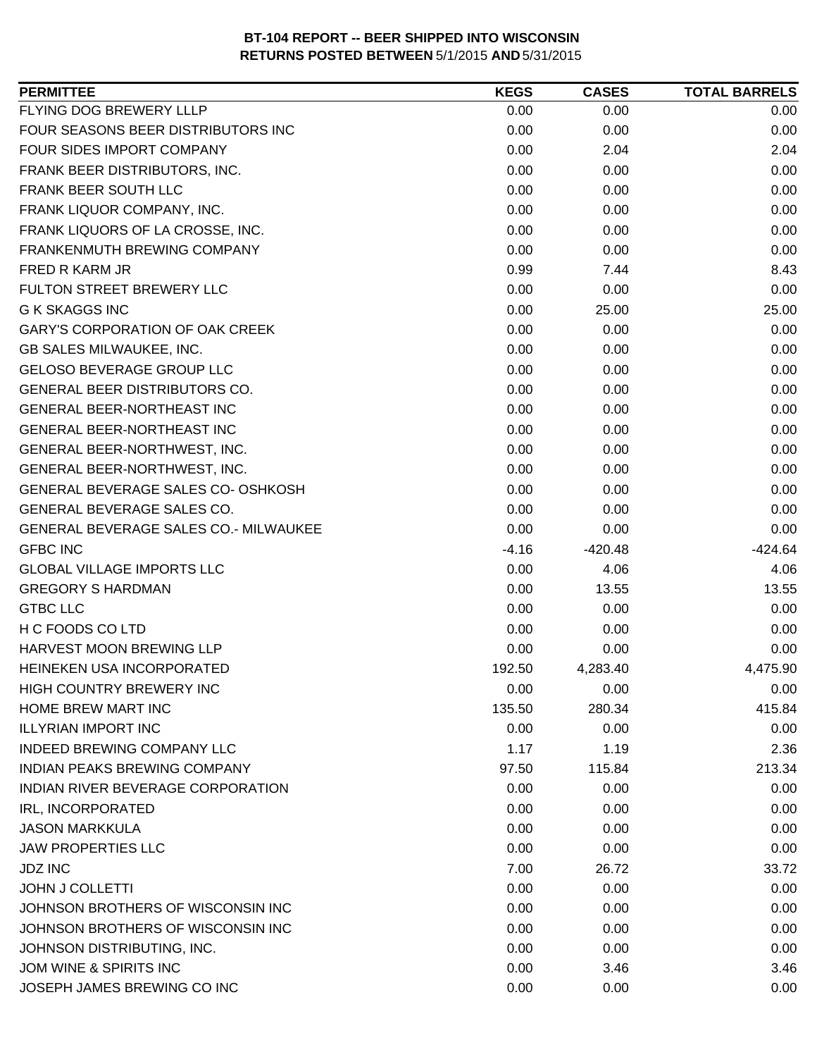**BT-104 REPORT -- BEER SHIPPED INTO WISCONSIN**
**RETURNS POSTED BETWEEN** 5/1/2015 **AND** 5/31/2015

| PERMITTEE | KEGS | CASES | TOTAL BARRELS |
|---|---|---|---|
| FLYING DOG BREWERY LLLP | 0.00 | 0.00 | 0.00 |
| FOUR SEASONS BEER DISTRIBUTORS INC | 0.00 | 0.00 | 0.00 |
| FOUR SIDES IMPORT COMPANY | 0.00 | 2.04 | 2.04 |
| FRANK BEER DISTRIBUTORS, INC. | 0.00 | 0.00 | 0.00 |
| FRANK BEER SOUTH LLC | 0.00 | 0.00 | 0.00 |
| FRANK LIQUOR COMPANY, INC. | 0.00 | 0.00 | 0.00 |
| FRANK LIQUORS OF LA CROSSE, INC. | 0.00 | 0.00 | 0.00 |
| FRANKENMUTH BREWING COMPANY | 0.00 | 0.00 | 0.00 |
| FRED R KARM JR | 0.99 | 7.44 | 8.43 |
| FULTON STREET BREWERY LLC | 0.00 | 0.00 | 0.00 |
| G K SKAGGS INC | 0.00 | 25.00 | 25.00 |
| GARY'S CORPORATION OF OAK CREEK | 0.00 | 0.00 | 0.00 |
| GB SALES MILWAUKEE, INC. | 0.00 | 0.00 | 0.00 |
| GELOSO BEVERAGE GROUP LLC | 0.00 | 0.00 | 0.00 |
| GENERAL BEER DISTRIBUTORS CO. | 0.00 | 0.00 | 0.00 |
| GENERAL BEER-NORTHEAST INC | 0.00 | 0.00 | 0.00 |
| GENERAL BEER-NORTHEAST INC | 0.00 | 0.00 | 0.00 |
| GENERAL BEER-NORTHWEST, INC. | 0.00 | 0.00 | 0.00 |
| GENERAL BEER-NORTHWEST, INC. | 0.00 | 0.00 | 0.00 |
| GENERAL BEVERAGE SALES CO- OSHKOSH | 0.00 | 0.00 | 0.00 |
| GENERAL BEVERAGE SALES CO. | 0.00 | 0.00 | 0.00 |
| GENERAL BEVERAGE SALES CO.- MILWAUKEE | 0.00 | 0.00 | 0.00 |
| GFBC INC | -4.16 | -420.48 | -424.64 |
| GLOBAL VILLAGE IMPORTS LLC | 0.00 | 4.06 | 4.06 |
| GREGORY S HARDMAN | 0.00 | 13.55 | 13.55 |
| GTBC LLC | 0.00 | 0.00 | 0.00 |
| H C FOODS CO LTD | 0.00 | 0.00 | 0.00 |
| HARVEST MOON BREWING LLP | 0.00 | 0.00 | 0.00 |
| HEINEKEN USA INCORPORATED | 192.50 | 4,283.40 | 4,475.90 |
| HIGH COUNTRY BREWERY INC | 0.00 | 0.00 | 0.00 |
| HOME BREW MART INC | 135.50 | 280.34 | 415.84 |
| ILLYRIAN IMPORT INC | 0.00 | 0.00 | 0.00 |
| INDEED BREWING COMPANY LLC | 1.17 | 1.19 | 2.36 |
| INDIAN PEAKS BREWING COMPANY | 97.50 | 115.84 | 213.34 |
| INDIAN RIVER BEVERAGE CORPORATION | 0.00 | 0.00 | 0.00 |
| IRL, INCORPORATED | 0.00 | 0.00 | 0.00 |
| JASON MARKKULA | 0.00 | 0.00 | 0.00 |
| JAW PROPERTIES LLC | 0.00 | 0.00 | 0.00 |
| JDZ INC | 7.00 | 26.72 | 33.72 |
| JOHN J COLLETTI | 0.00 | 0.00 | 0.00 |
| JOHNSON BROTHERS OF WISCONSIN INC | 0.00 | 0.00 | 0.00 |
| JOHNSON BROTHERS OF WISCONSIN INC | 0.00 | 0.00 | 0.00 |
| JOHNSON DISTRIBUTING, INC. | 0.00 | 0.00 | 0.00 |
| JOM WINE & SPIRITS INC | 0.00 | 3.46 | 3.46 |
| JOSEPH JAMES BREWING CO INC | 0.00 | 0.00 | 0.00 |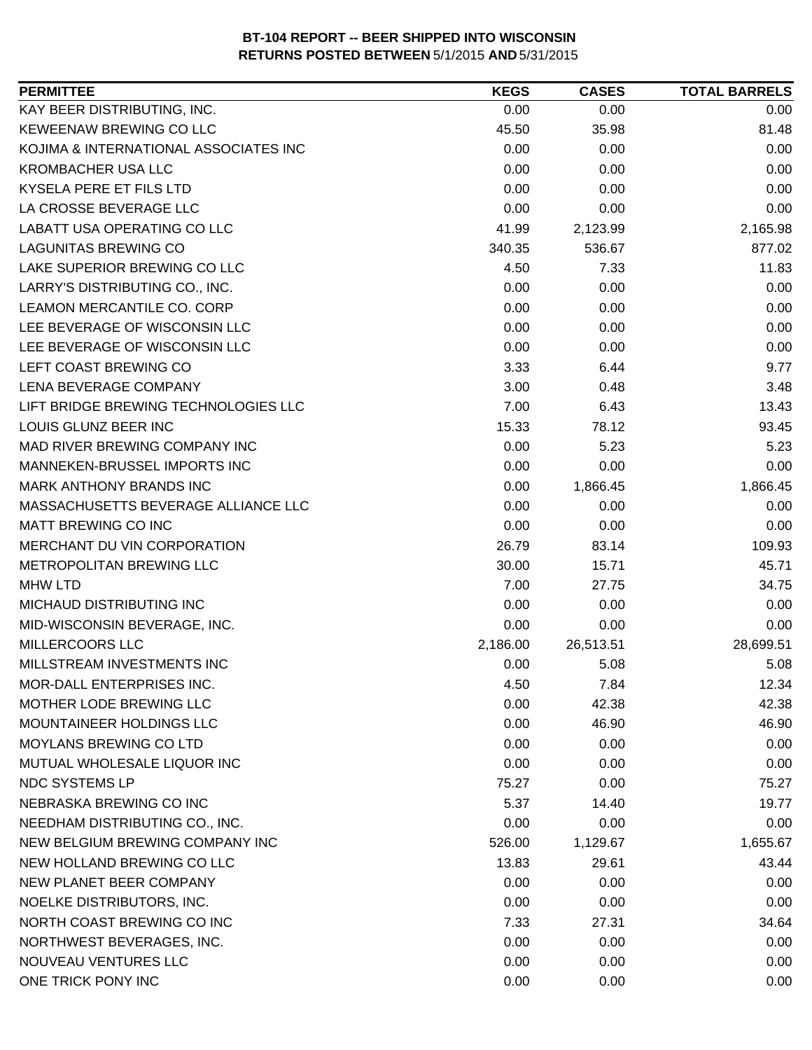**BT-104 REPORT -- BEER SHIPPED INTO WISCONSIN**
**RETURNS POSTED BETWEEN 5/1/2015 AND 5/31/2015**

| PERMITTEE | KEGS | CASES | TOTAL BARRELS |
|---|---|---|---|
| KAY BEER DISTRIBUTING, INC. | 0.00 | 0.00 | 0.00 |
| KEWEENAW BREWING CO LLC | 45.50 | 35.98 | 81.48 |
| KOJIMA & INTERNATIONAL ASSOCIATES INC | 0.00 | 0.00 | 0.00 |
| KROMBACHER USA LLC | 0.00 | 0.00 | 0.00 |
| KYSELA PERE ET FILS LTD | 0.00 | 0.00 | 0.00 |
| LA CROSSE BEVERAGE LLC | 0.00 | 0.00 | 0.00 |
| LABATT USA OPERATING CO LLC | 41.99 | 2,123.99 | 2,165.98 |
| LAGUNITAS BREWING CO | 340.35 | 536.67 | 877.02 |
| LAKE SUPERIOR BREWING CO LLC | 4.50 | 7.33 | 11.83 |
| LARRY'S DISTRIBUTING CO., INC. | 0.00 | 0.00 | 0.00 |
| LEAMON MERCANTILE CO. CORP | 0.00 | 0.00 | 0.00 |
| LEE BEVERAGE OF WISCONSIN LLC | 0.00 | 0.00 | 0.00 |
| LEE BEVERAGE OF WISCONSIN LLC | 0.00 | 0.00 | 0.00 |
| LEFT COAST BREWING CO | 3.33 | 6.44 | 9.77 |
| LENA BEVERAGE COMPANY | 3.00 | 0.48 | 3.48 |
| LIFT BRIDGE BREWING TECHNOLOGIES LLC | 7.00 | 6.43 | 13.43 |
| LOUIS GLUNZ BEER INC | 15.33 | 78.12 | 93.45 |
| MAD RIVER BREWING COMPANY INC | 0.00 | 5.23 | 5.23 |
| MANNEKEN-BRUSSEL IMPORTS INC | 0.00 | 0.00 | 0.00 |
| MARK ANTHONY BRANDS INC | 0.00 | 1,866.45 | 1,866.45 |
| MASSACHUSETTS BEVERAGE ALLIANCE LLC | 0.00 | 0.00 | 0.00 |
| MATT BREWING CO INC | 0.00 | 0.00 | 0.00 |
| MERCHANT DU VIN CORPORATION | 26.79 | 83.14 | 109.93 |
| METROPOLITAN BREWING LLC | 30.00 | 15.71 | 45.71 |
| MHW LTD | 7.00 | 27.75 | 34.75 |
| MICHAUD DISTRIBUTING INC | 0.00 | 0.00 | 0.00 |
| MID-WISCONSIN BEVERAGE, INC. | 0.00 | 0.00 | 0.00 |
| MILLERCOORS LLC | 2,186.00 | 26,513.51 | 28,699.51 |
| MILLSTREAM INVESTMENTS INC | 0.00 | 5.08 | 5.08 |
| MOR-DALL ENTERPRISES INC. | 4.50 | 7.84 | 12.34 |
| MOTHER LODE BREWING LLC | 0.00 | 42.38 | 42.38 |
| MOUNTAINEER HOLDINGS LLC | 0.00 | 46.90 | 46.90 |
| MOYLANS BREWING CO LTD | 0.00 | 0.00 | 0.00 |
| MUTUAL WHOLESALE LIQUOR INC | 0.00 | 0.00 | 0.00 |
| NDC SYSTEMS LP | 75.27 | 0.00 | 75.27 |
| NEBRASKA BREWING CO INC | 5.37 | 14.40 | 19.77 |
| NEEDHAM DISTRIBUTING CO., INC. | 0.00 | 0.00 | 0.00 |
| NEW BELGIUM BREWING COMPANY INC | 526.00 | 1,129.67 | 1,655.67 |
| NEW HOLLAND BREWING CO LLC | 13.83 | 29.61 | 43.44 |
| NEW PLANET BEER COMPANY | 0.00 | 0.00 | 0.00 |
| NOELKE DISTRIBUTORS, INC. | 0.00 | 0.00 | 0.00 |
| NORTH COAST BREWING CO INC | 7.33 | 27.31 | 34.64 |
| NORTHWEST BEVERAGES, INC. | 0.00 | 0.00 | 0.00 |
| NOUVEAU VENTURES LLC | 0.00 | 0.00 | 0.00 |
| ONE TRICK PONY INC | 0.00 | 0.00 | 0.00 |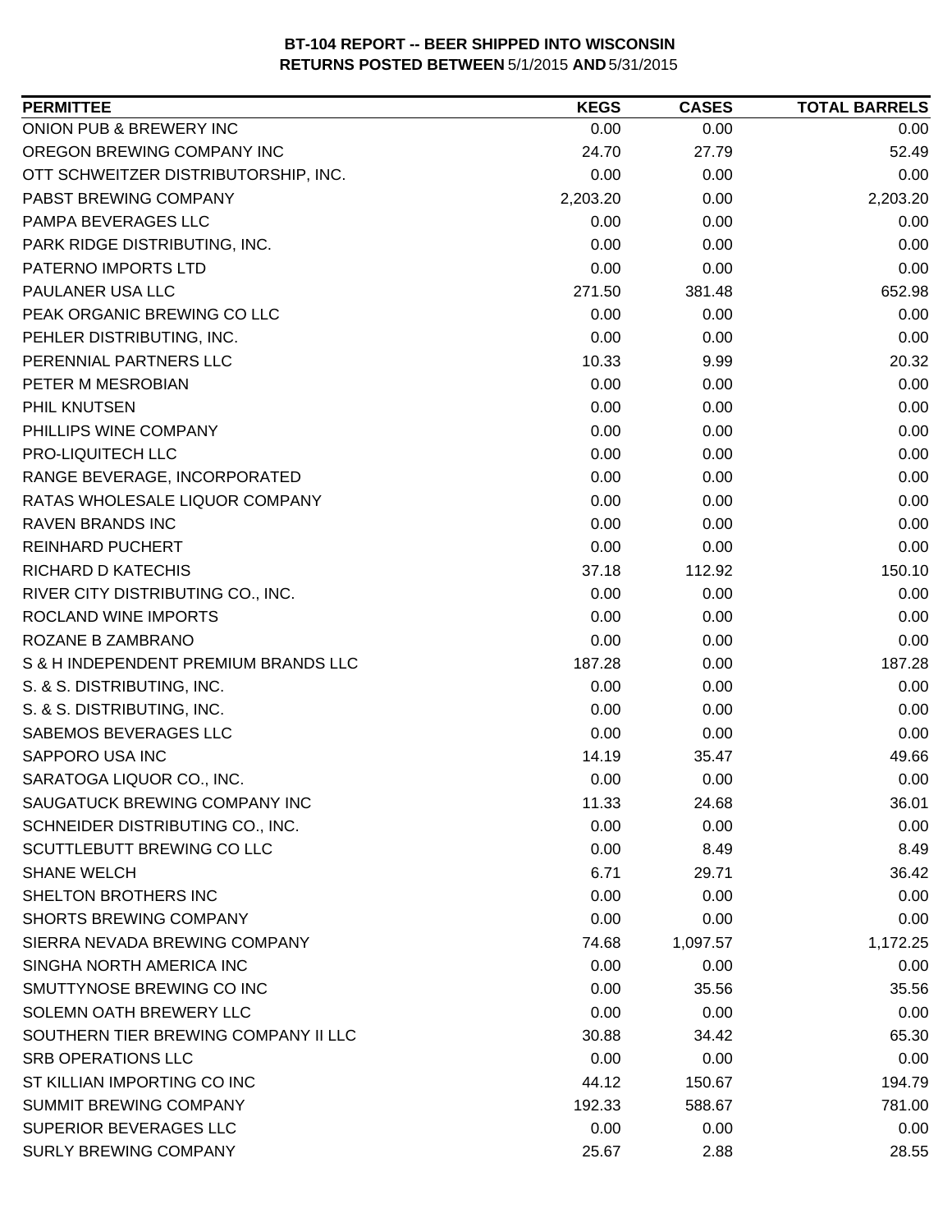**BT-104 REPORT -- BEER SHIPPED INTO WISCONSIN**
**RETURNS POSTED BETWEEN 5/1/2015 AND 5/31/2015**

| PERMITTEE | KEGS | CASES | TOTAL BARRELS |
|---|---|---|---|
| ONION PUB & BREWERY INC | 0.00 | 0.00 | 0.00 |
| OREGON BREWING COMPANY INC | 24.70 | 27.79 | 52.49 |
| OTT SCHWEITZER DISTRIBUTORSHIP, INC. | 0.00 | 0.00 | 0.00 |
| PABST BREWING COMPANY | 2,203.20 | 0.00 | 2,203.20 |
| PAMPA BEVERAGES LLC | 0.00 | 0.00 | 0.00 |
| PARK RIDGE DISTRIBUTING, INC. | 0.00 | 0.00 | 0.00 |
| PATERNO IMPORTS LTD | 0.00 | 0.00 | 0.00 |
| PAULANER USA LLC | 271.50 | 381.48 | 652.98 |
| PEAK ORGANIC BREWING CO LLC | 0.00 | 0.00 | 0.00 |
| PEHLER DISTRIBUTING, INC. | 0.00 | 0.00 | 0.00 |
| PERENNIAL PARTNERS LLC | 10.33 | 9.99 | 20.32 |
| PETER M MESROBIAN | 0.00 | 0.00 | 0.00 |
| PHIL KNUTSEN | 0.00 | 0.00 | 0.00 |
| PHILLIPS WINE COMPANY | 0.00 | 0.00 | 0.00 |
| PRO-LIQUITECH LLC | 0.00 | 0.00 | 0.00 |
| RANGE BEVERAGE, INCORPORATED | 0.00 | 0.00 | 0.00 |
| RATAS WHOLESALE LIQUOR COMPANY | 0.00 | 0.00 | 0.00 |
| RAVEN BRANDS INC | 0.00 | 0.00 | 0.00 |
| REINHARD PUCHERT | 0.00 | 0.00 | 0.00 |
| RICHARD D KATECHIS | 37.18 | 112.92 | 150.10 |
| RIVER CITY DISTRIBUTING CO., INC. | 0.00 | 0.00 | 0.00 |
| ROCLAND WINE IMPORTS | 0.00 | 0.00 | 0.00 |
| ROZANE B ZAMBRANO | 0.00 | 0.00 | 0.00 |
| S & H INDEPENDENT PREMIUM BRANDS LLC | 187.28 | 0.00 | 187.28 |
| S. & S. DISTRIBUTING, INC. | 0.00 | 0.00 | 0.00 |
| S. & S. DISTRIBUTING, INC. | 0.00 | 0.00 | 0.00 |
| SABEMOS BEVERAGES LLC | 0.00 | 0.00 | 0.00 |
| SAPPORO USA INC | 14.19 | 35.47 | 49.66 |
| SARATOGA LIQUOR CO., INC. | 0.00 | 0.00 | 0.00 |
| SAUGATUCK BREWING COMPANY INC | 11.33 | 24.68 | 36.01 |
| SCHNEIDER DISTRIBUTING CO., INC. | 0.00 | 0.00 | 0.00 |
| SCUTTLEBUTT BREWING CO LLC | 0.00 | 8.49 | 8.49 |
| SHANE WELCH | 6.71 | 29.71 | 36.42 |
| SHELTON BROTHERS INC | 0.00 | 0.00 | 0.00 |
| SHORTS BREWING COMPANY | 0.00 | 0.00 | 0.00 |
| SIERRA NEVADA BREWING COMPANY | 74.68 | 1,097.57 | 1,172.25 |
| SINGHA NORTH AMERICA INC | 0.00 | 0.00 | 0.00 |
| SMUTTYNOSE BREWING CO INC | 0.00 | 35.56 | 35.56 |
| SOLEMN OATH BREWERY LLC | 0.00 | 0.00 | 0.00 |
| SOUTHERN TIER BREWING COMPANY II LLC | 30.88 | 34.42 | 65.30 |
| SRB OPERATIONS LLC | 0.00 | 0.00 | 0.00 |
| ST KILLIAN IMPORTING CO INC | 44.12 | 150.67 | 194.79 |
| SUMMIT BREWING COMPANY | 192.33 | 588.67 | 781.00 |
| SUPERIOR BEVERAGES LLC | 0.00 | 0.00 | 0.00 |
| SURLY BREWING COMPANY | 25.67 | 2.88 | 28.55 |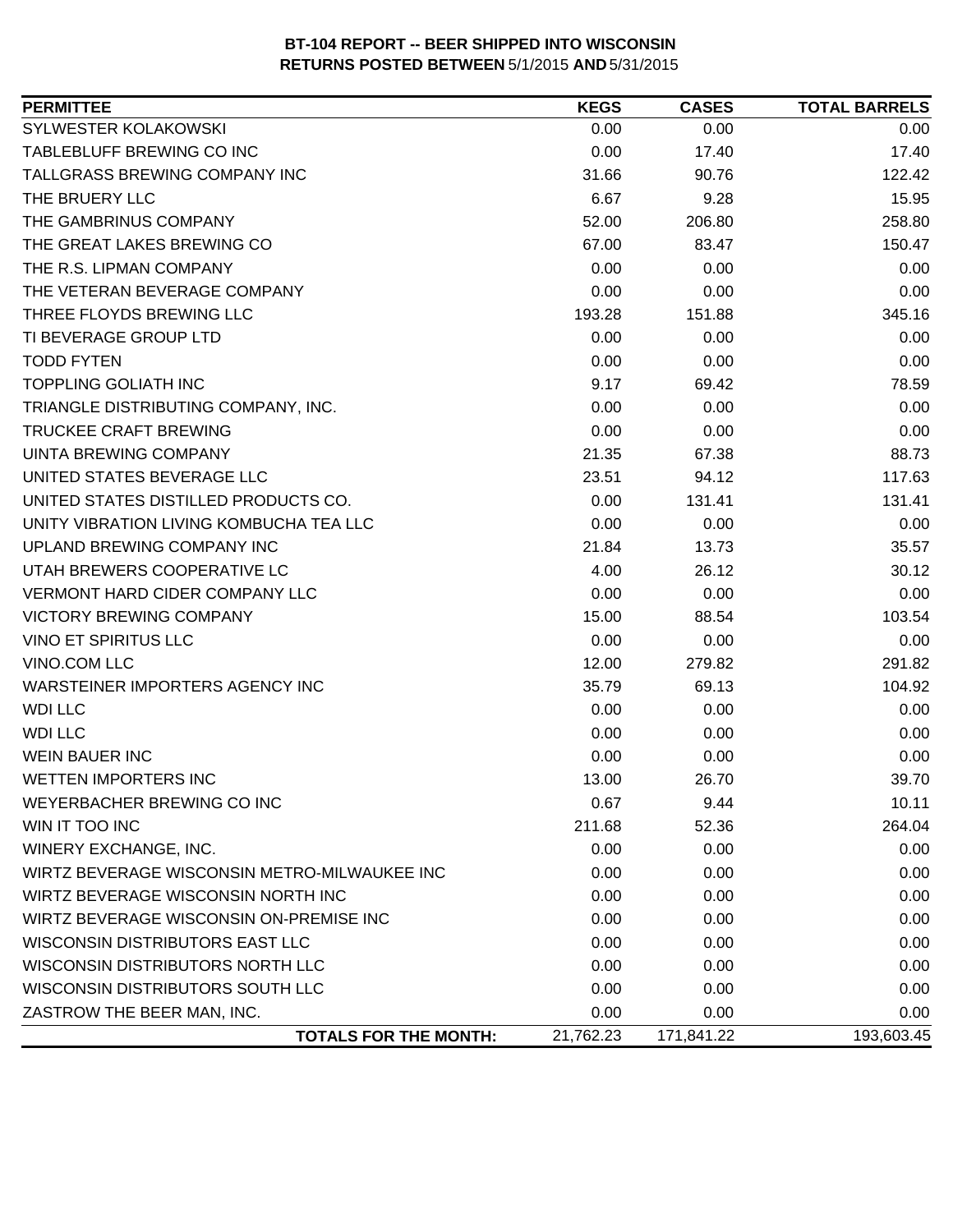**BT-104 REPORT -- BEER SHIPPED INTO WISCONSIN**
**RETURNS POSTED BETWEEN** 5/1/2015 **AND** 5/31/2015

| PERMITTEE | KEGS | CASES | TOTAL BARRELS |
|---|---|---|---|
| SYLWESTER KOLAKOWSKI | 0.00 | 0.00 | 0.00 |
| TABLEBLUFF BREWING CO INC | 0.00 | 17.40 | 17.40 |
| TALLGRASS BREWING COMPANY INC | 31.66 | 90.76 | 122.42 |
| THE BRUERY LLC | 6.67 | 9.28 | 15.95 |
| THE GAMBRINUS COMPANY | 52.00 | 206.80 | 258.80 |
| THE GREAT LAKES BREWING CO | 67.00 | 83.47 | 150.47 |
| THE R.S. LIPMAN COMPANY | 0.00 | 0.00 | 0.00 |
| THE VETERAN BEVERAGE COMPANY | 0.00 | 0.00 | 0.00 |
| THREE FLOYDS BREWING LLC | 193.28 | 151.88 | 345.16 |
| TI BEVERAGE GROUP LTD | 0.00 | 0.00 | 0.00 |
| TODD FYTEN | 0.00 | 0.00 | 0.00 |
| TOPPLING GOLIATH INC | 9.17 | 69.42 | 78.59 |
| TRIANGLE DISTRIBUTING COMPANY, INC. | 0.00 | 0.00 | 0.00 |
| TRUCKEE CRAFT BREWING | 0.00 | 0.00 | 0.00 |
| UINTA BREWING COMPANY | 21.35 | 67.38 | 88.73 |
| UNITED STATES BEVERAGE LLC | 23.51 | 94.12 | 117.63 |
| UNITED STATES DISTILLED PRODUCTS CO. | 0.00 | 131.41 | 131.41 |
| UNITY VIBRATION LIVING KOMBUCHA TEA LLC | 0.00 | 0.00 | 0.00 |
| UPLAND BREWING COMPANY INC | 21.84 | 13.73 | 35.57 |
| UTAH BREWERS COOPERATIVE LC | 4.00 | 26.12 | 30.12 |
| VERMONT HARD CIDER COMPANY LLC | 0.00 | 0.00 | 0.00 |
| VICTORY BREWING COMPANY | 15.00 | 88.54 | 103.54 |
| VINO ET SPIRITUS LLC | 0.00 | 0.00 | 0.00 |
| VINO.COM LLC | 12.00 | 279.82 | 291.82 |
| WARSTEINER IMPORTERS AGENCY INC | 35.79 | 69.13 | 104.92 |
| WDI LLC | 0.00 | 0.00 | 0.00 |
| WDI LLC | 0.00 | 0.00 | 0.00 |
| WEIN BAUER INC | 0.00 | 0.00 | 0.00 |
| WETTEN IMPORTERS INC | 13.00 | 26.70 | 39.70 |
| WEYERBACHER BREWING CO INC | 0.67 | 9.44 | 10.11 |
| WIN IT TOO INC | 211.68 | 52.36 | 264.04 |
| WINERY EXCHANGE, INC. | 0.00 | 0.00 | 0.00 |
| WIRTZ BEVERAGE WISCONSIN METRO-MILWAUKEE INC | 0.00 | 0.00 | 0.00 |
| WIRTZ BEVERAGE WISCONSIN NORTH INC | 0.00 | 0.00 | 0.00 |
| WIRTZ BEVERAGE WISCONSIN ON-PREMISE INC | 0.00 | 0.00 | 0.00 |
| WISCONSIN DISTRIBUTORS EAST LLC | 0.00 | 0.00 | 0.00 |
| WISCONSIN DISTRIBUTORS NORTH LLC | 0.00 | 0.00 | 0.00 |
| WISCONSIN DISTRIBUTORS SOUTH LLC | 0.00 | 0.00 | 0.00 |
| ZASTROW THE BEER MAN, INC. | 0.00 | 0.00 | 0.00 |
| **TOTALS FOR THE MONTH:** | 21,762.23 | 171,841.22 | 193,603.45 |